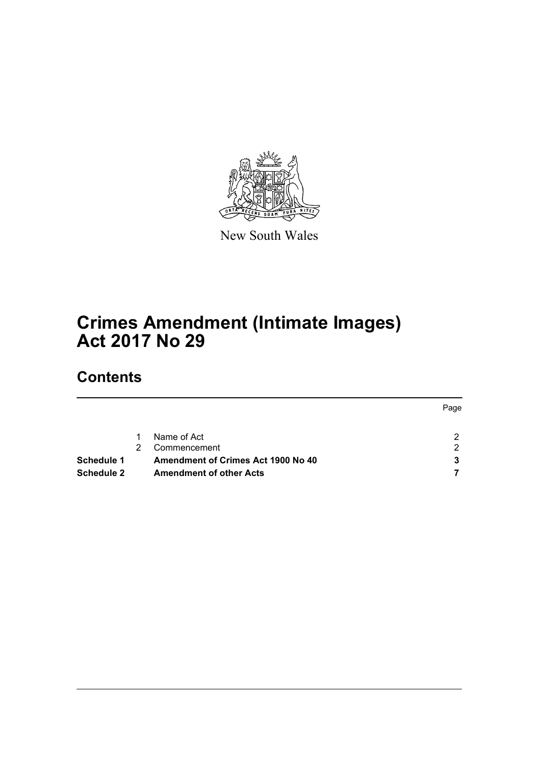New South Wales

# Crimes Amendment (Intimate Images) Act 2017 No 29

## Contents

| | | | Page |
|---|---|---|---|
| | 1 | Name of Act | 2 |
| | 2 | Commencement | 2 |
| **Schedule 1** | | **Amendment of Crimes Act 1900 No 40** | **3** |
| **Schedule 2** | | **Amendment of other Acts** | **7** |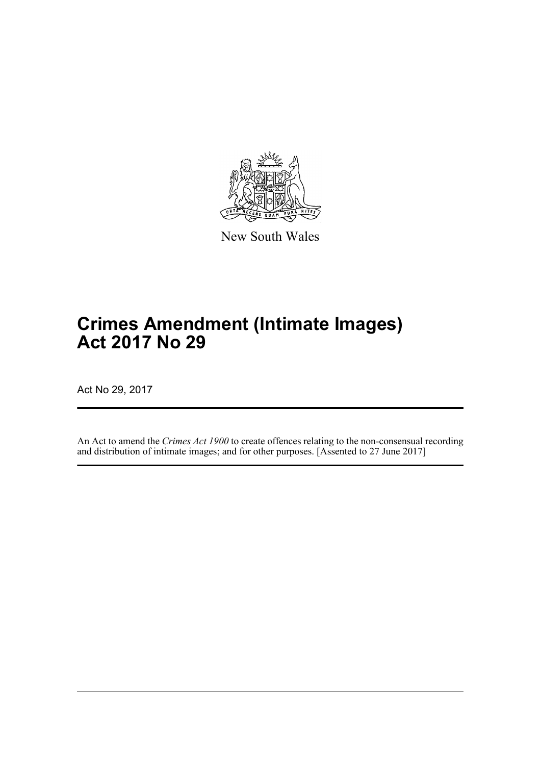New South Wales

# Crimes Amendment (Intimate Images) Act 2017 No 29

Act No 29, 2017

An Act to amend the *Crimes Act 1900* to create offences relating to the non-consensual recording and distribution of intimate images; and for other purposes. [Assented to 27 June 2017]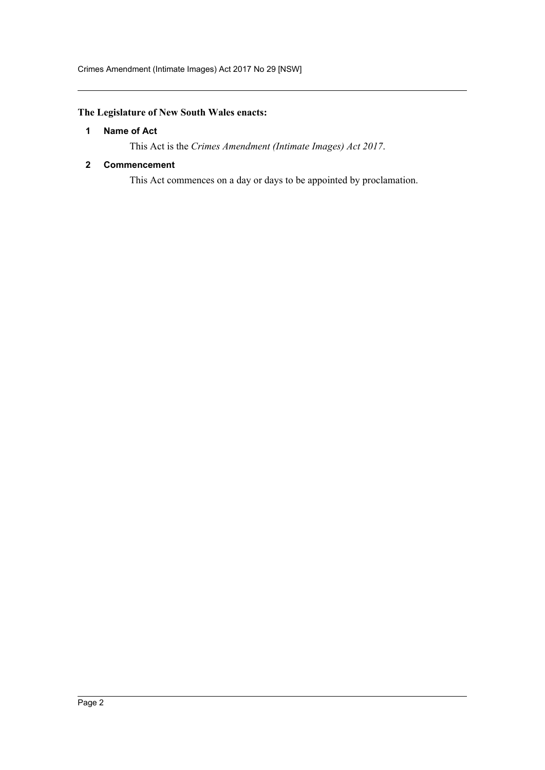**The Legislature of New South Wales enacts:**

### 1 Name of Act

This Act is the *Crimes Amendment (Intimate Images) Act 2017*.

### 2 Commencement

This Act commences on a day or days to be appointed by proclamation.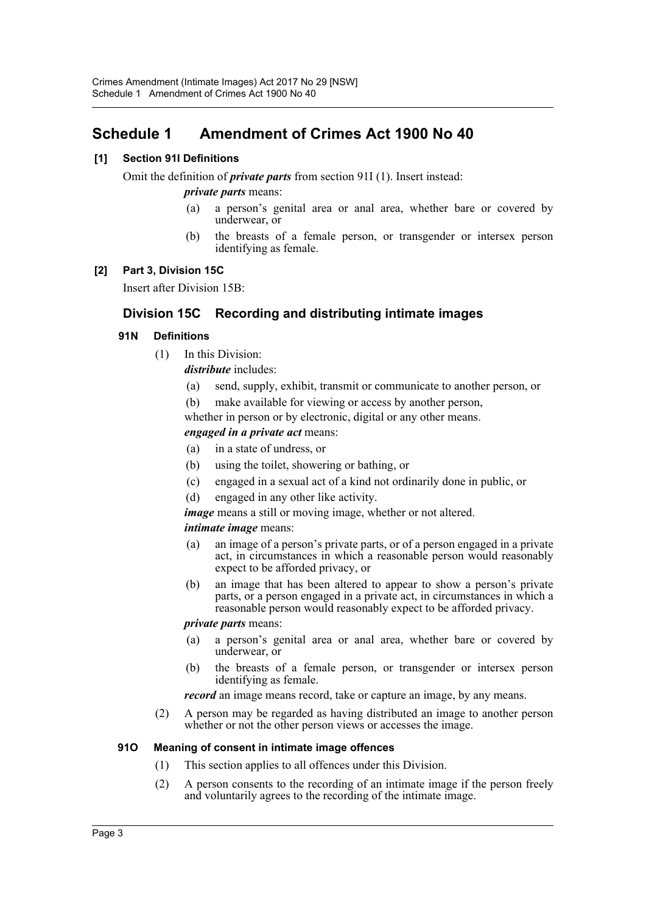# Schedule 1 Amendment of Crimes Act 1900 No 40

**[1] Section 91I Definitions**

Omit the definition of ***private parts*** from section 91I (1). Insert instead:

***private parts*** means:

- (a) a person's genital area or anal area, whether bare or covered by underwear, or
- (b) the breasts of a female person, or transgender or intersex person identifying as female.

**[2] Part 3, Division 15C**

Insert after Division 15B:

## Division 15C Recording and distributing intimate images

### 91N Definitions

(1) In this Division:

***distribute*** includes:

- (a) send, supply, exhibit, transmit or communicate to another person, or
- (b) make available for viewing or access by another person,

whether in person or by electronic, digital or any other means.

***engaged in a private act*** means:

- (a) in a state of undress, or
- (b) using the toilet, showering or bathing, or
- (c) engaged in a sexual act of a kind not ordinarily done in public, or
- (d) engaged in any other like activity.

***image*** means a still or moving image, whether or not altered.

***intimate image*** means:

- (a) an image of a person's private parts, or of a person engaged in a private act, in circumstances in which a reasonable person would reasonably expect to be afforded privacy, or
- (b) an image that has been altered to appear to show a person's private parts, or a person engaged in a private act, in circumstances in which a reasonable person would reasonably expect to be afforded privacy.

***private parts*** means:

- (a) a person's genital area or anal area, whether bare or covered by underwear, or
- (b) the breasts of a female person, or transgender or intersex person identifying as female.

***record*** an image means record, take or capture an image, by any means.

(2) A person may be regarded as having distributed an image to another person whether or not the other person views or accesses the image.

### 91O Meaning of consent in intimate image offences

(1) This section applies to all offences under this Division.

(2) A person consents to the recording of an intimate image if the person freely and voluntarily agrees to the recording of the intimate image.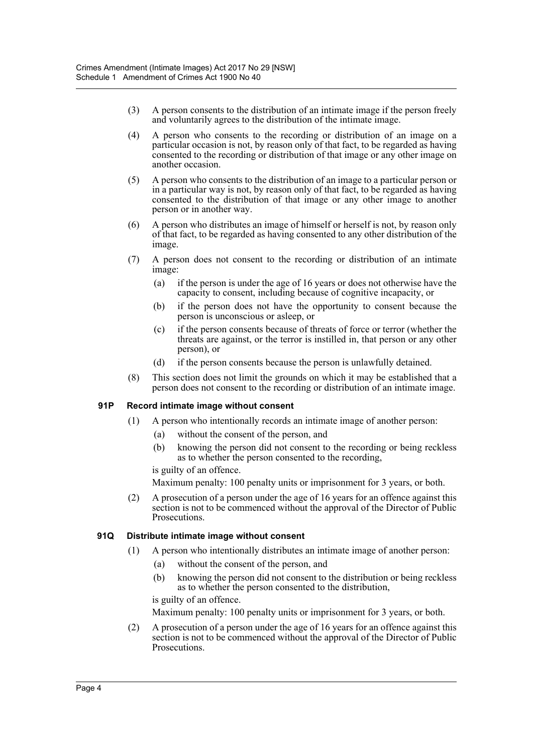(3) A person consents to the distribution of an intimate image if the person freely and voluntarily agrees to the distribution of the intimate image.

(4) A person who consents to the recording or distribution of an image on a particular occasion is not, by reason only of that fact, to be regarded as having consented to the recording or distribution of that image or any other image on another occasion.

(5) A person who consents to the distribution of an image to a particular person or in a particular way is not, by reason only of that fact, to be regarded as having consented to the distribution of that image or any other image to another person or in another way.

(6) A person who distributes an image of himself or herself is not, by reason only of that fact, to be regarded as having consented to any other distribution of the image.

(7) A person does not consent to the recording or distribution of an intimate image:

- (a) if the person is under the age of 16 years or does not otherwise have the capacity to consent, including because of cognitive incapacity, or
- (b) if the person does not have the opportunity to consent because the person is unconscious or asleep, or
- (c) if the person consents because of threats of force or terror (whether the threats are against, or the terror is instilled in, that person or any other person), or
- (d) if the person consents because the person is unlawfully detained.

(8) This section does not limit the grounds on which it may be established that a person does not consent to the recording or distribution of an intimate image.

### 91P Record intimate image without consent

(1) A person who intentionally records an intimate image of another person:

- (a) without the consent of the person, and
- (b) knowing the person did not consent to the recording or being reckless as to whether the person consented to the recording,

is guilty of an offence.

Maximum penalty: 100 penalty units or imprisonment for 3 years, or both.

(2) A prosecution of a person under the age of 16 years for an offence against this section is not to be commenced without the approval of the Director of Public Prosecutions.

### 91Q Distribute intimate image without consent

(1) A person who intentionally distributes an intimate image of another person:

- (a) without the consent of the person, and
- (b) knowing the person did not consent to the distribution or being reckless as to whether the person consented to the distribution,

is guilty of an offence.

Maximum penalty: 100 penalty units or imprisonment for 3 years, or both.

(2) A prosecution of a person under the age of 16 years for an offence against this section is not to be commenced without the approval of the Director of Public Prosecutions.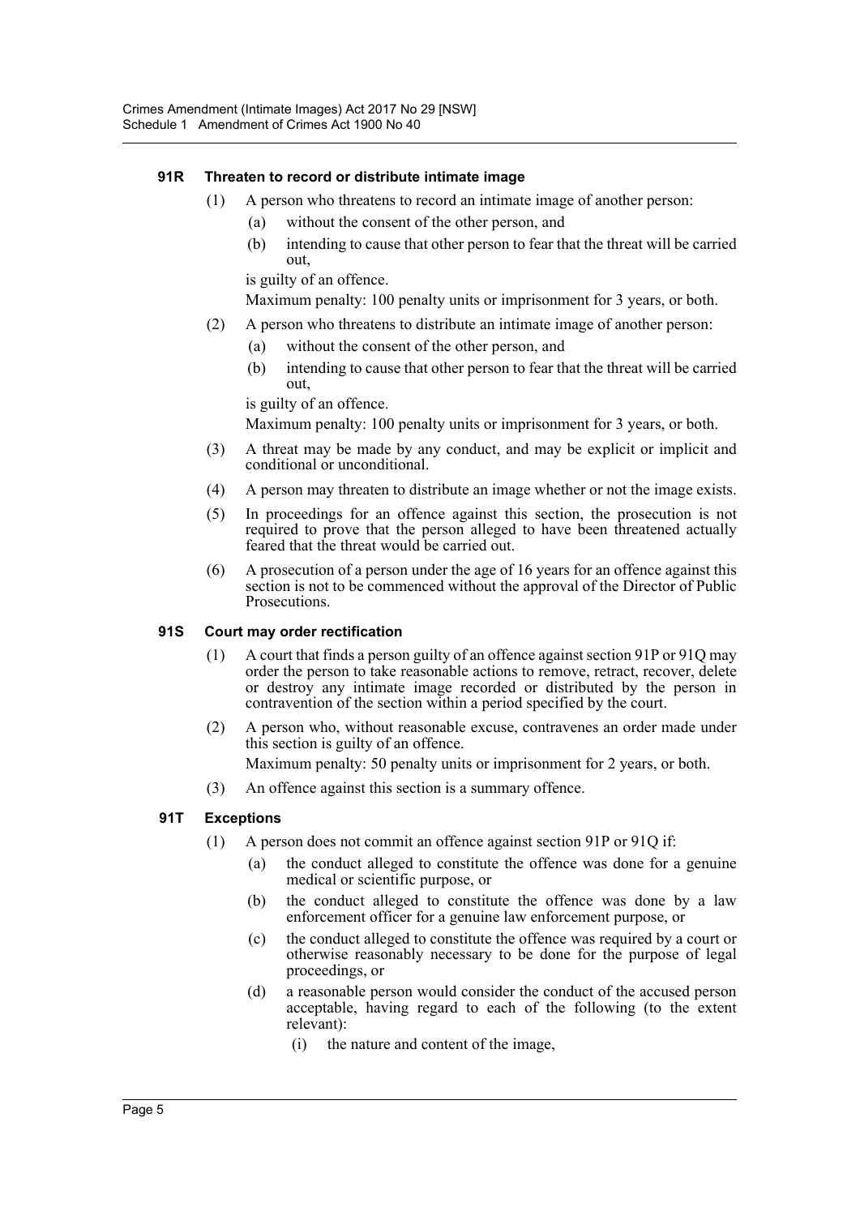### 91R Threaten to record or distribute intimate image

(1) A person who threatens to record an intimate image of another person:

- (a) without the consent of the other person, and
- (b) intending to cause that other person to fear that the threat will be carried out,

is guilty of an offence.

Maximum penalty: 100 penalty units or imprisonment for 3 years, or both.

(2) A person who threatens to distribute an intimate image of another person:

- (a) without the consent of the other person, and
- (b) intending to cause that other person to fear that the threat will be carried out,

is guilty of an offence.

Maximum penalty: 100 penalty units or imprisonment for 3 years, or both.

(3) A threat may be made by any conduct, and may be explicit or implicit and conditional or unconditional.

(4) A person may threaten to distribute an image whether or not the image exists.

(5) In proceedings for an offence against this section, the prosecution is not required to prove that the person alleged to have been threatened actually feared that the threat would be carried out.

(6) A prosecution of a person under the age of 16 years for an offence against this section is not to be commenced without the approval of the Director of Public Prosecutions.

### 91S Court may order rectification

(1) A court that finds a person guilty of an offence against section 91P or 91Q may order the person to take reasonable actions to remove, retract, recover, delete or destroy any intimate image recorded or distributed by the person in contravention of the section within a period specified by the court.

(2) A person who, without reasonable excuse, contravenes an order made under this section is guilty of an offence.

Maximum penalty: 50 penalty units or imprisonment for 2 years, or both.

(3) An offence against this section is a summary offence.

### 91T Exceptions

(1) A person does not commit an offence against section 91P or 91Q if:

- (a) the conduct alleged to constitute the offence was done for a genuine medical or scientific purpose, or
- (b) the conduct alleged to constitute the offence was done by a law enforcement officer for a genuine law enforcement purpose, or
- (c) the conduct alleged to constitute the offence was required by a court or otherwise reasonably necessary to be done for the purpose of legal proceedings, or
- (d) a reasonable person would consider the conduct of the accused person acceptable, having regard to each of the following (to the extent relevant):
  - (i) the nature and content of the image,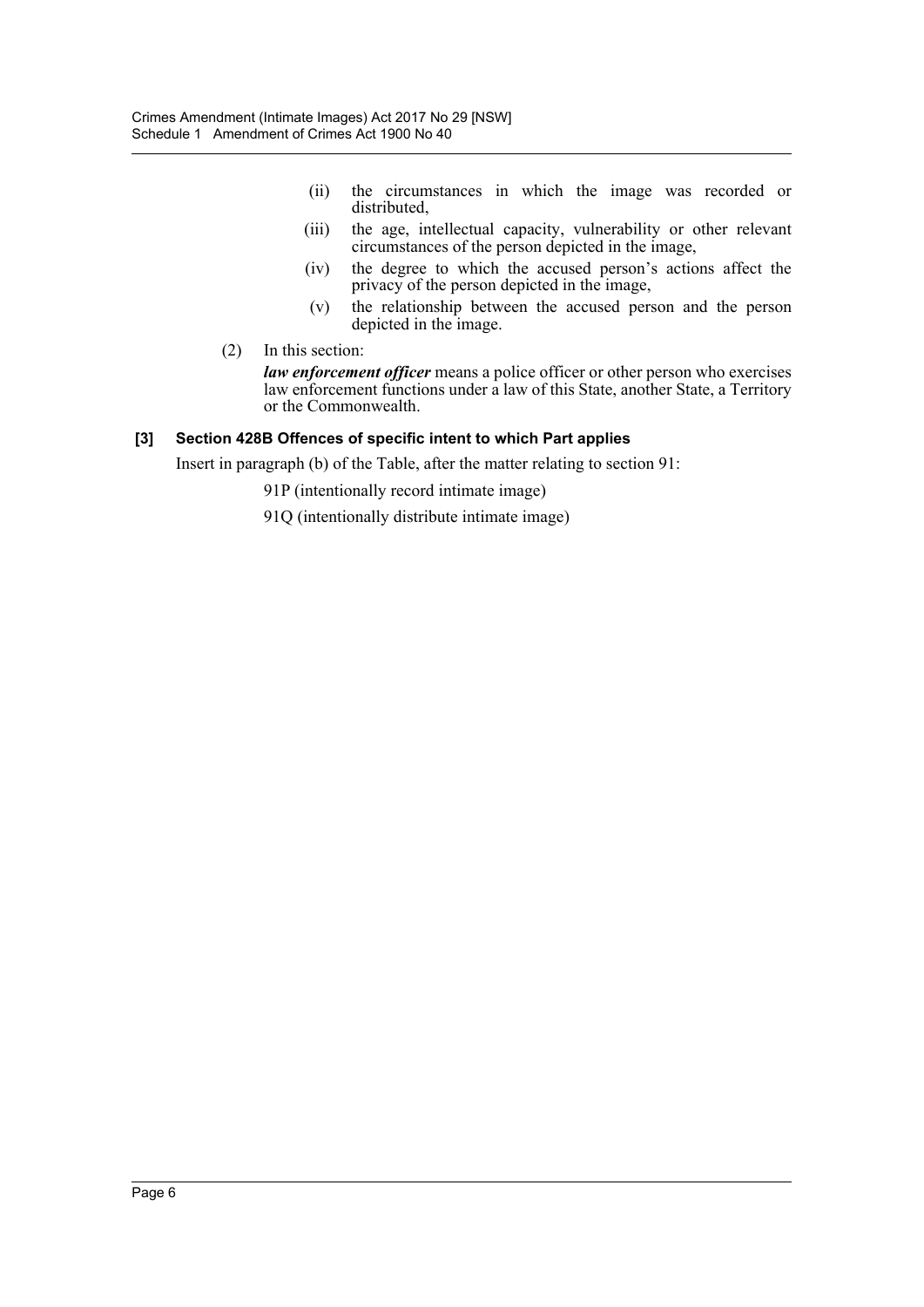- (ii) the circumstances in which the image was recorded or distributed,
- (iii) the age, intellectual capacity, vulnerability or other relevant circumstances of the person depicted in the image,
- (iv) the degree to which the accused person's actions affect the privacy of the person depicted in the image,
- (v) the relationship between the accused person and the person depicted in the image.

(2) In this section:

***law enforcement officer*** means a police officer or other person who exercises law enforcement functions under a law of this State, another State, a Territory or the Commonwealth.

### [3] Section 428B Offences of specific intent to which Part applies

Insert in paragraph (b) of the Table, after the matter relating to section 91:

91P (intentionally record intimate image)

91Q (intentionally distribute intimate image)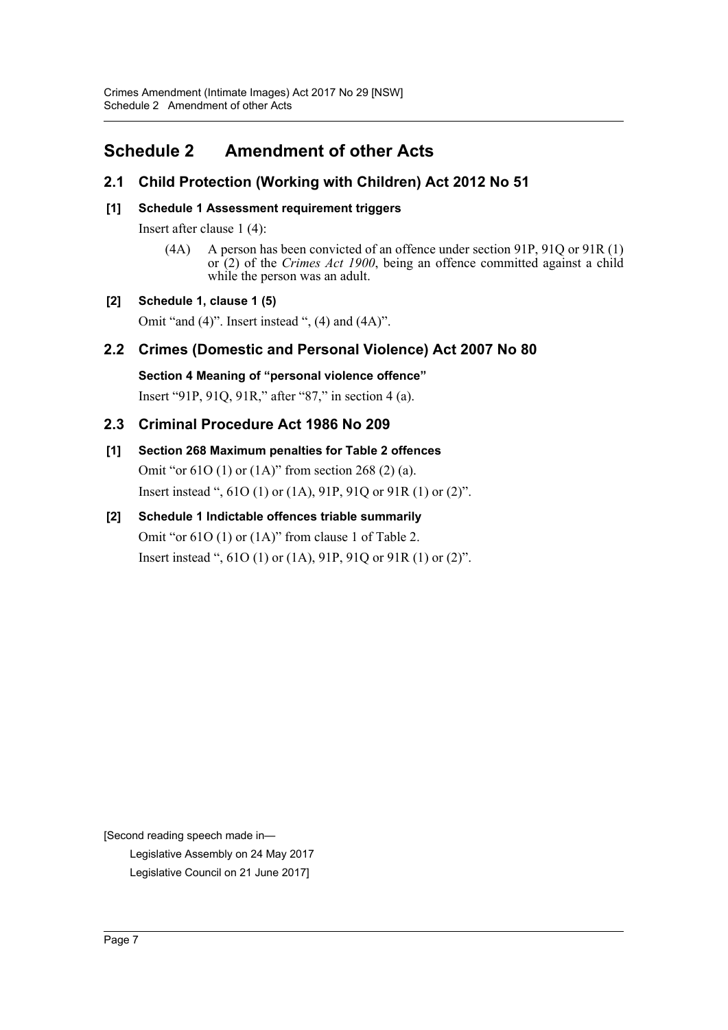# Schedule 2 Amendment of other Acts

## 2.1 Child Protection (Working with Children) Act 2012 No 51

### [1] Schedule 1 Assessment requirement triggers

Insert after clause 1 (4):

> (4A) A person has been convicted of an offence under section 91P, 91Q or 91R (1) or (2) of the *Crimes Act 1900*, being an offence committed against a child while the person was an adult.

### [2] Schedule 1, clause 1 (5)

Omit "and (4)". Insert instead ", (4) and (4A)".

## 2.2 Crimes (Domestic and Personal Violence) Act 2007 No 80

### Section 4 Meaning of "personal violence offence"

Insert "91P, 91Q, 91R," after "87," in section 4 (a).

## 2.3 Criminal Procedure Act 1986 No 209

### [1] Section 268 Maximum penalties for Table 2 offences

Omit "or 61O (1) or (1A)" from section 268 (2) (a).

Insert instead ", 61O (1) or (1A), 91P, 91Q or 91R (1) or (2)".

### [2] Schedule 1 Indictable offences triable summarily

Omit "or 61O (1) or (1A)" from clause 1 of Table 2.

Insert instead ", 61O (1) or (1A), 91P, 91Q or 91R (1) or (2)".

[Second reading speech made in—

Legislative Assembly on 24 May 2017

Legislative Council on 21 June 2017]